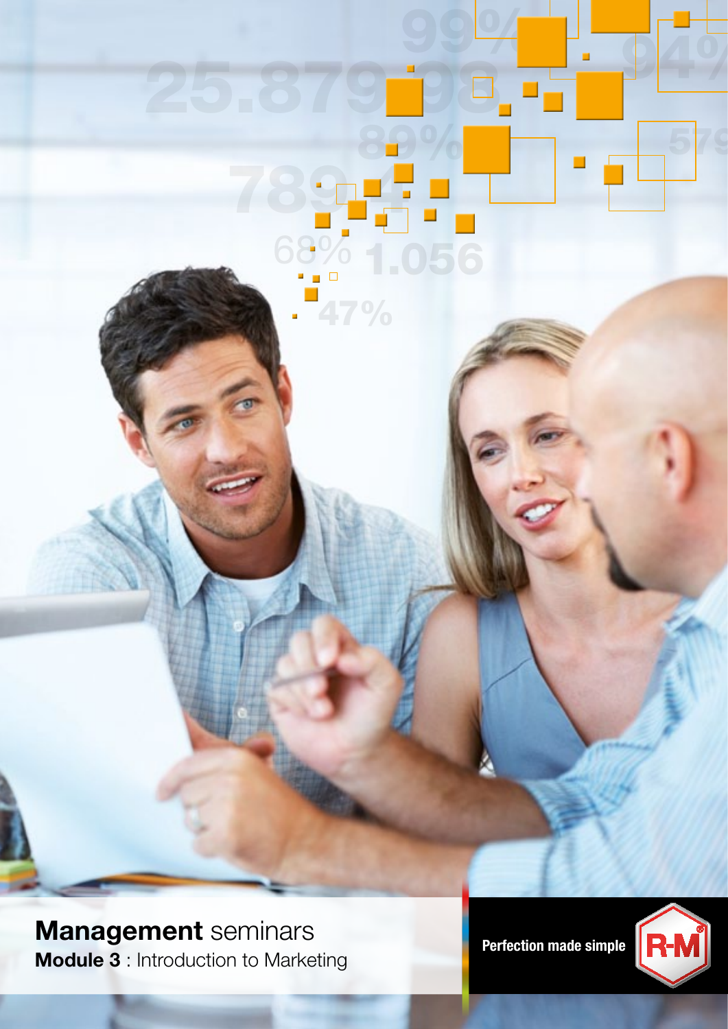# **Management** seminars

**Module 3** : Introduction to Marketing

Perfection made simple

R-M®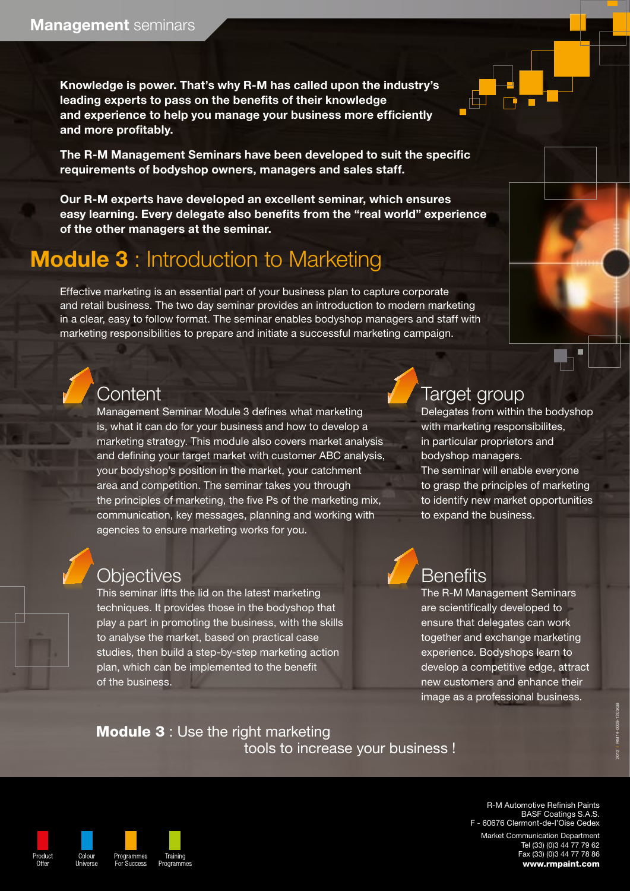## Management seminars

**Knowledge is power. That's why R-M has called upon the industry's leading experts to pass on the benefits of their knowledge and experience to help you manage your business more efficiently and more profitably.**

**The R-M Management Seminars have been developed to suit the specific requirements of bodyshop owners, managers and sales staff.**

**Our R-M experts have developed an excellent seminar, which ensures easy learning. Every delegate also benefits from the "real world" experience of the other managers at the seminar.**

# Module 3 : Introduction to Marketing

Effective marketing is an essential part of your business plan to capture corporate and retail business. The two day seminar provides an introduction to modern marketing in a clear, easy to follow format. The seminar enables bodyshop managers and staff with marketing responsibilities to prepare and initiate a successful marketing campaign.

## Content

Management Seminar Module 3 defines what marketing is, what it can do for your business and how to develop a marketing strategy. This module also covers market analysis and defining your target market with customer ABC analysis, your bodyshop's position in the market, your catchment area and competition. The seminar takes you through the principles of marketing, the five Ps of the marketing mix, communication, key messages, planning and working with agencies to ensure marketing works for you.

## Objectives

This seminar lifts the lid on the latest marketing techniques. It provides those in the bodyshop that play a part in promoting the business, with the skills to analyse the market, based on practical case studies, then build a step-by-step marketing action plan, which can be implemented to the benefit of the business.

## Target group

Delegates from within the bodyshop with marketing responsibilites, in particular proprietors and bodyshop managers.
The seminar will enable everyone to grasp the principles of marketing to identify new market opportunities to expand the business.

## Benefits

The R-M Management Seminars are scientifically developed to ensure that delegates can work together and exchange marketing experience. Bodyshops learn to develop a competitive edge, attract new customers and enhance their image as a professional business.

**Module 3** : Use the right marketing tools to increase your business !

2012 | RM14-0009-1209GB

Product Offer | Colour Universe | Programmes For Success | Training Programmes

R-M Automotive Refinish Paints
BASF Coatings S.A.S.
F - 60676 Clermont-de-l'Oise Cedex

Market Communication Department
Tel (33) (0)3 44 77 79 62
Fax (33) (0)3 44 77 78 86
**www.rmpaint.com**